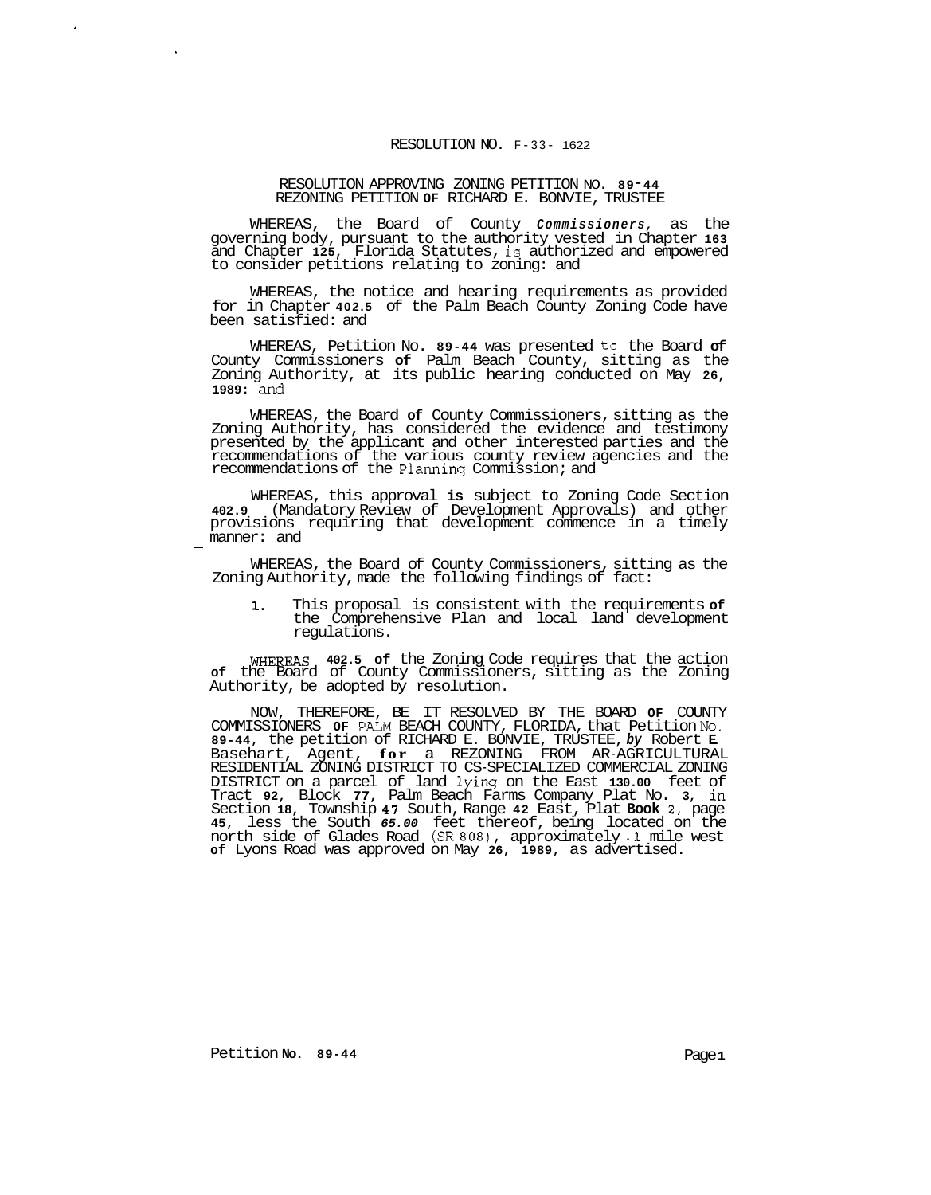RESOLUTION NO. R-89-1622

RESOLUTION APPROVING ZONING PETITION NO. 89-44
REZONING PETITION OF RICHARD E. BONVIE, TRUSTEE

WHEREAS, the Board of County Commissioners, as the governing body, pursuant to the authority vested in Chapter 163 and Chapter 125, Florida Statutes, is authorized and empowered to consider petitions relating to zoning: and

WHEREAS, the notice and hearing requirements as provided for in Chapter 402.5 of the Palm Beach County Zoning Code have been satisfied: and

WHEREAS, Petition No. 89-44 was presented to the Board of County Commissioners of Palm Beach County, sitting as the Zoning Authority, at its public hearing conducted on May 26, 1989: and

WHEREAS, the Board of County Commissioners, sitting as the Zoning Authority, has considered the evidence and testimony presented by the applicant and other interested parties and the recommendations of the various county review agencies and the recommendations of the Planning Commission; and

WHEREAS, this approval is subject to Zoning Code Section 402.9 (Mandatory Review of Development Approvals) and other provisions requiring that development commence in a timely manner: and

WHEREAS, the Board of County Commissioners, sitting as the Zoning Authority, made the following findings of fact:

1. This proposal is consistent with the requirements of the Comprehensive Plan and local land development regulations.

WHEREAS, 402.5 of the Zoning Code requires that the action of the Board of County Commissioners, sitting as the Zoning Authority, be adopted by resolution.

NOW, THEREFORE, BE IT RESOLVED BY THE BOARD OF COUNTY COMMISSIONERS OF PALM BEACH COUNTY, FLORIDA, that Petition No. 89-44, the petition of RICHARD E. BONVIE, TRUSTEE, by Robert E. Basehart, Agent, for a REZONING FROM AR-AGRICULTURAL RESIDENTIAL ZONING DISTRICT TO CS-SPECIALIZED COMMERCIAL ZONING DISTRICT on a parcel of land lying on the East 130.00 feet of Tract 92, Block 77, Palm Beach Farms Company Plat No. 3, in Section 18, Township 47 South, Range 42 East, Plat Book 2, page 45, less the South 65.00 feet thereof, being located on the north side of Glades Road (SR 808), approximately .1 mile west of Lyons Road was approved on May 26, 1989, as advertised.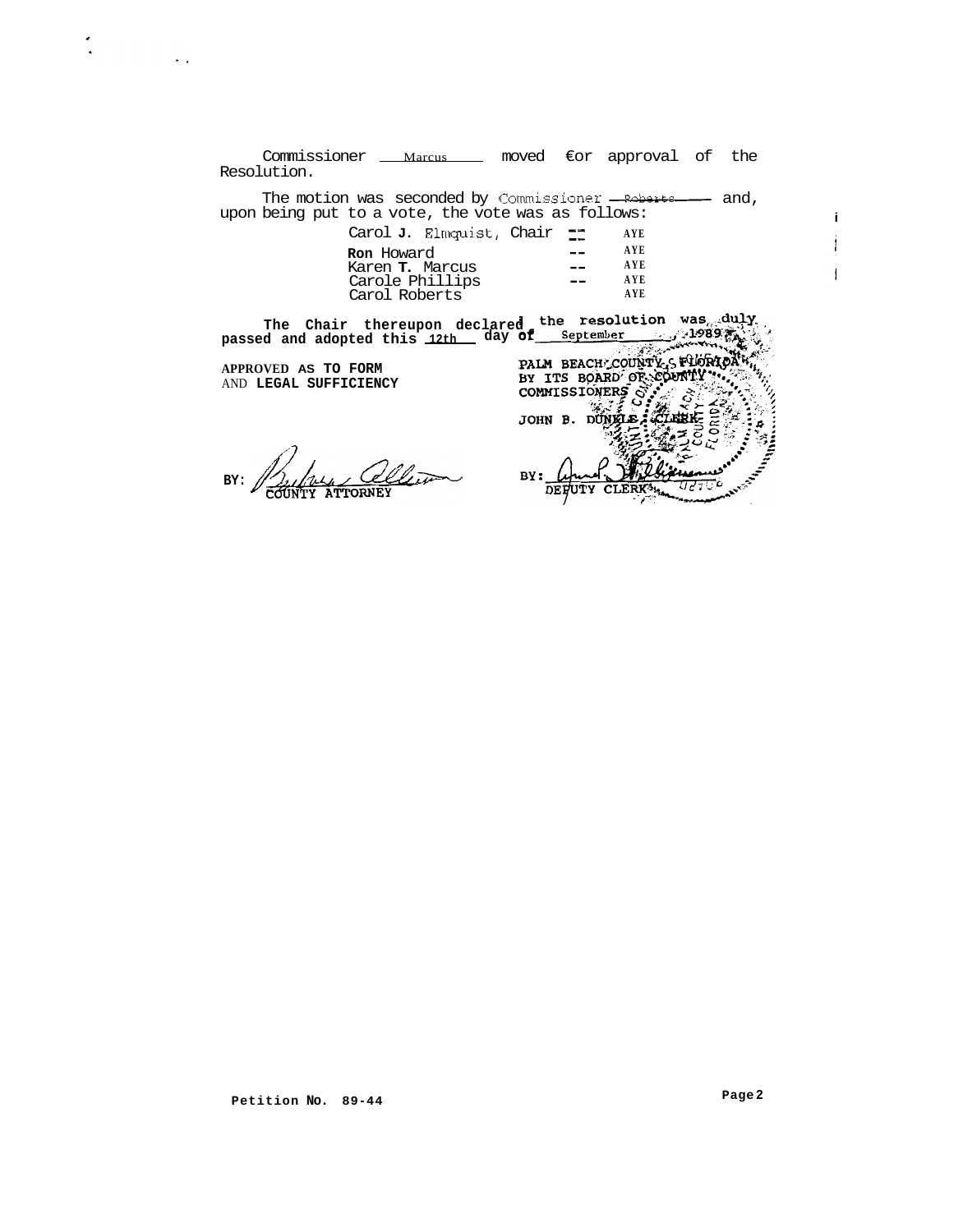Commissioner Marcus moved €or approval of the Resolution.

The motion was seconded by Commissioner Roberts and, upon being put to a vote, the vote was as follows:

| | | |
|---|---|---|
| Carol J. Elmquist, Chair | -- | AYE |
| Ron Howard | -- | AYE |
| Karen T. Marcus | -- | AYE |
| Carole Phillips | -- | AYE |
| Carol Roberts | | AYE |

The Chair thereupon declared the resolution was duly passed and adopted this 12th day of September, 1989.

**APPROVED AS TO FORM AND LEGAL SUFFICIENCY**

BY: COUNTY ATTORNEY

PALM BEACH COUNTY, FLORIDA BY ITS BOARD OF COUNTY COMMISSIONERS

JOHN B. DUNKLE, CLERK

BY: DEPUTY CLERK

**Petition No. 89-44**